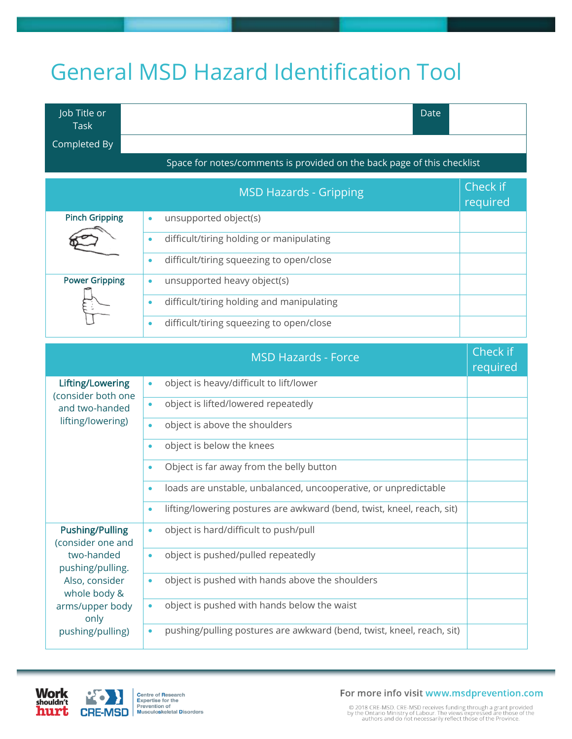# General MSD Hazard Identification Tool

| Job Title or Task | | Date | |
|---|---|---|---|
| Completed By | | | |

Space for notes/comments is provided on the back page of this checklist

| | MSD Hazards - Gripping | Check if required |
|---|---|---|
| **Pinch Gripping** | • unsupported object(s) | |
| | • difficult/tiring holding or manipulating | |
| | • difficult/tiring squeezing to open/close | |
| **Power Gripping** | • unsupported heavy object(s) | |
| | • difficult/tiring holding and manipulating | |
| | • difficult/tiring squeezing to open/close | |

| | MSD Hazards - Force | Check if required |
|---|---|---|
| **Lifting/Lowering** (consider both one and two-handed lifting/lowering) | • object is heavy/difficult to lift/lower | |
| | • object is lifted/lowered repeatedly | |
| | • object is above the shoulders | |
| | • object is below the knees | |
| | • Object is far away from the belly button | |
| | • loads are unstable, unbalanced, uncooperative, or unpredictable | |
| | • lifting/lowering postures are awkward (bend, twist, kneel, reach, sit) | |
| **Pushing/Pulling** (consider one and two-handed pushing/pulling. Also, consider whole body & arms/upper body only pushing/pulling) | • object is hard/difficult to push/pull | |
| | • object is pushed/pulled repeatedly | |
| | • object is pushed with hands above the shoulders | |
| | • object is pushed with hands below the waist | |
| | • pushing/pulling postures are awkward (bend, twist, kneel, reach, sit) | |

Work shouldn't hurt | CRE-MSD Centre of Research Expertise for the Prevention of Musculoskeletal Disorders

For more info visit www.msdprevention.com

© 2018 CRE-MSD. CRE-MSD receives funding through a grant provided by the Ontario Ministry of Labour. The views expressed are those of the authors and do not necessarily reflect those of the Province.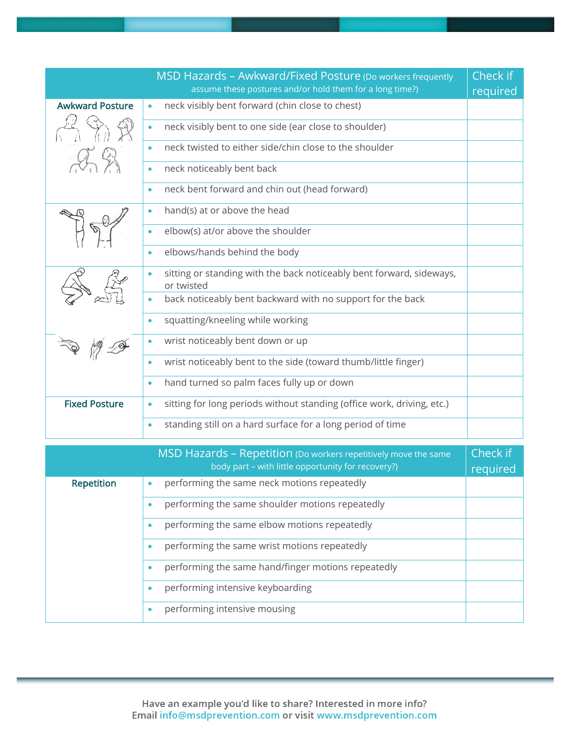| MSD Hazards – Awkward/Fixed Posture (Do workers frequently assume these postures and/or hold them for a long time?) | | Check if required |
|---|---|---|
| **Awkward Posture** | • neck visibly bent forward (chin close to chest) | |
| | • neck visibly bent to one side (ear close to shoulder) | |
| | • neck twisted to either side/chin close to the shoulder | |
| | • neck noticeably bent back | |
| | • neck bent forward and chin out (head forward) | |
| | • hand(s) at or above the head | |
| | • elbow(s) at/or above the shoulder | |
| | • elbows/hands behind the body | |
| | • sitting or standing with the back noticeably bent forward, sideways, or twisted | |
| | • back noticeably bent backward with no support for the back | |
| | • squatting/kneeling while working | |
| | • wrist noticeably bent down or up | |
| | • wrist noticeably bent to the side (toward thumb/little finger) | |
| | • hand turned so palm faces fully up or down | |
| **Fixed Posture** | • sitting for long periods without standing (office work, driving, etc.) | |
| | • standing still on a hard surface for a long period of time | |

| MSD Hazards – Repetition (Do workers repetitively move the same body part – with little opportunity for recovery?) | | Check if required |
|---|---|---|
| **Repetition** | • performing the same neck motions repeatedly | |
| | • performing the same shoulder motions repeatedly | |
| | • performing the same elbow motions repeatedly | |
| | • performing the same wrist motions repeatedly | |
| | • performing the same hand/finger motions repeatedly | |
| | • performing intensive keyboarding | |
| | • performing intensive mousing | |

Have an example you'd like to share? Interested in more info?
Email info@msdprevention.com or visit www.msdprevention.com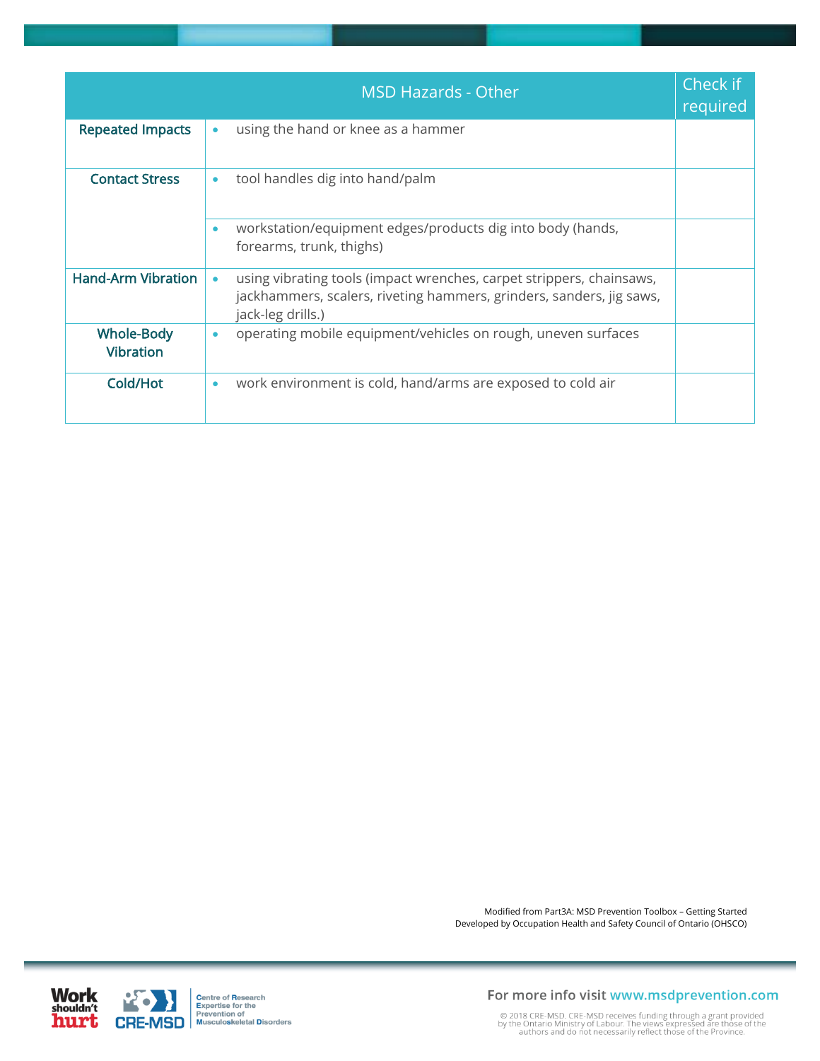| | MSD Hazards - Other | Check if required |
|---|---|---|
| Repeated Impacts | • using the hand or knee as a hammer | |
| Contact Stress | • tool handles dig into hand/palm | |
| | • workstation/equipment edges/products dig into body (hands, forearms, trunk, thighs) | |
| Hand-Arm Vibration | • using vibrating tools (impact wrenches, carpet strippers, chainsaws, jackhammers, scalers, riveting hammers, grinders, sanders, jig saws, jack-leg drills.) | |
| Whole-Body Vibration | • operating mobile equipment/vehicles on rough, uneven surfaces | |
| Cold/Hot | • work environment is cold, hand/arms are exposed to cold air | |

Modified from Part3A: MSD Prevention Toolbox – Getting Started
Developed by Occupation Health and Safety Council of Ontario (OHSCO)

Work shouldn't hurt

CRE-MSD Centre of Research Expertise for the Prevention of Musculoskeletal Disorders

For more info visit www.msdprevention.com

© 2018 CRE-MSD. CRE-MSD receives funding through a grant provided by the Ontario Ministry of Labour. The views expressed are those of the authors and do not necessarily reflect those of the Province.